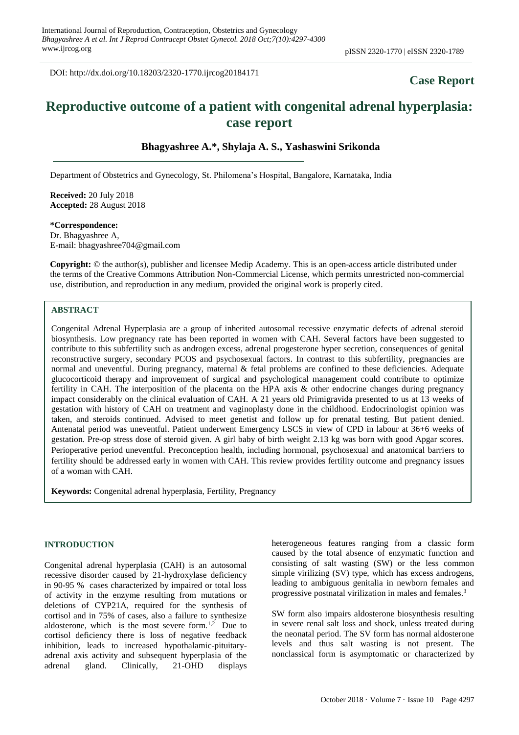DOI: http://dx.doi.org/10.18203/2320-1770.ijrcog20184171

**Case Report**

# Reproductive outcome of a patient with congenital adrenal hyperplasia: case report

**Bhagyashree A.*, Shylaja A. S., Yashaswini Srikonda**

Department of Obstetrics and Gynecology, St. Philomena's Hospital, Bangalore, Karnataka, India

**Received:** 20 July 2018
**Accepted:** 28 August 2018

**\*Correspondence:**
Dr. Bhagyashree A,
E-mail: bhagyashree704@gmail.com

**Copyright:** © the author(s), publisher and licensee Medip Academy. This is an open-access article distributed under the terms of the Creative Commons Attribution Non-Commercial License, which permits unrestricted non-commercial use, distribution, and reproduction in any medium, provided the original work is properly cited.

## ABSTRACT

Congenital Adrenal Hyperplasia are a group of inherited autosomal recessive enzymatic defects of adrenal steroid biosynthesis. Low pregnancy rate has been reported in women with CAH. Several factors have been suggested to contribute to this subfertility such as androgen excess, adrenal progesterone hyper secretion, consequences of genital reconstructive surgery, secondary PCOS and psychosexual factors. In contrast to this subfertility, pregnancies are normal and uneventful. During pregnancy, maternal & fetal problems are confined to these deficiencies. Adequate glucocorticoid therapy and improvement of surgical and psychological management could contribute to optimize fertility in CAH. The interposition of the placenta on the HPA axis & other endocrine changes during pregnancy impact considerably on the clinical evaluation of CAH. A 21 years old Primigravida presented to us at 13 weeks of gestation with history of CAH on treatment and vaginoplasty done in the childhood. Endocrinologist opinion was taken, and steroids continued. Advised to meet genetist and follow up for prenatal testing. But patient denied. Antenatal period was uneventful. Patient underwent Emergency LSCS in view of CPD in labour at 36+6 weeks of gestation. Pre-op stress dose of steroid given. A girl baby of birth weight 2.13 kg was born with good Apgar scores. Perioperative period uneventful. Preconception health, including hormonal, psychosexual and anatomical barriers to fertility should be addressed early in women with CAH. This review provides fertility outcome and pregnancy issues of a woman with CAH.

**Keywords:** Congenital adrenal hyperplasia, Fertility, Pregnancy

## INTRODUCTION

Congenital adrenal hyperplasia (CAH) is an autosomal recessive disorder caused by 21-hydroxylase deficiency in 90-95 % cases characterized by impaired or total loss of activity in the enzyme resulting from mutations or deletions of CYP21A, required for the synthesis of cortisol and in 75% of cases, also a failure to synthesize aldosterone, which is the most severe form.[1,2] Due to cortisol deficiency there is loss of negative feedback inhibition, leads to increased hypothalamic-pituitary-adrenal axis activity and subsequent hyperplasia of the adrenal gland. Clinically, 21-OHD displays heterogeneous features ranging from a classic form caused by the total absence of enzymatic function and consisting of salt wasting (SW) or the less common simple virilizing (SV) type, which has excess androgens, leading to ambiguous genitalia in newborn females and progressive postnatal virilization in males and females.[3]

SW form also impairs aldosterone biosynthesis resulting in severe renal salt loss and shock, unless treated during the neonatal period. The SV form has normal aldosterone levels and thus salt wasting is not present. The nonclassical form is asymptomatic or characterized by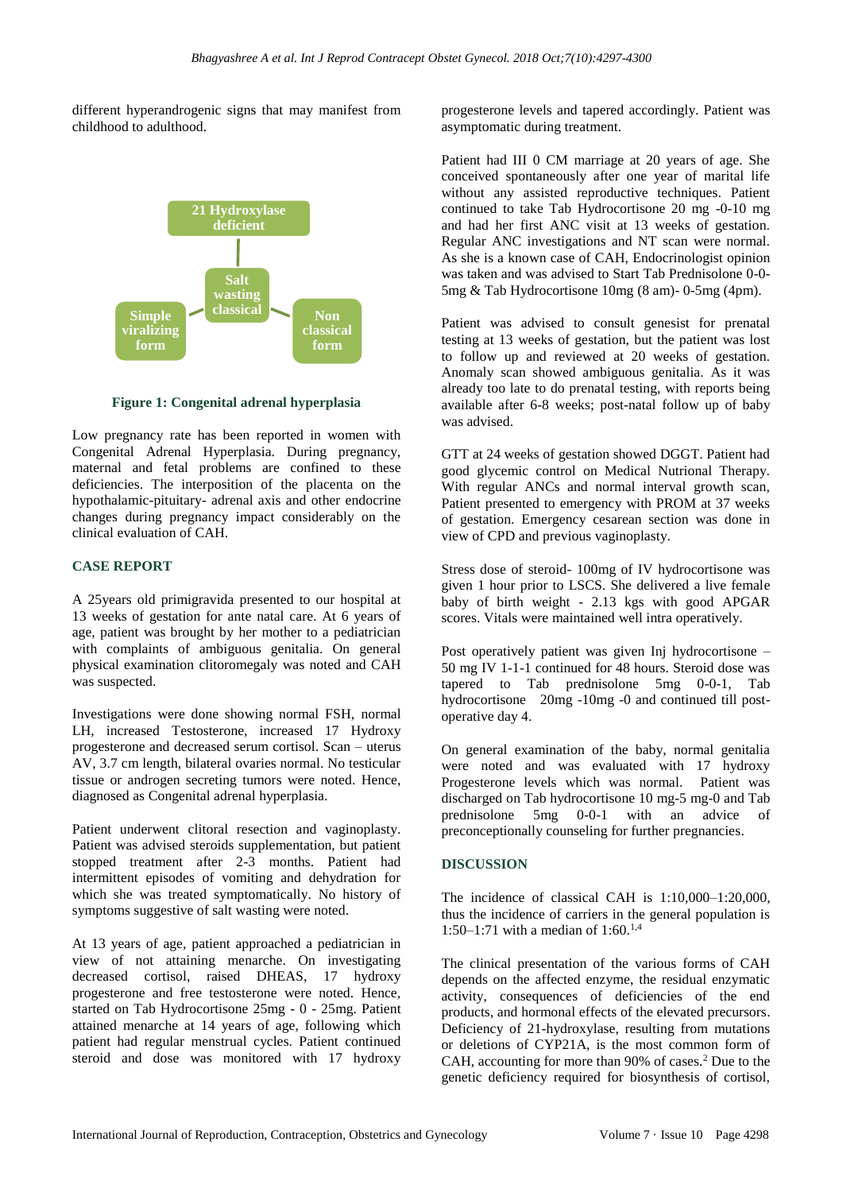different hyperandrogenic signs that may manifest from childhood to adulthood.

21 Hydroxylase deficient

Salt wasting classical

Simple viralizing form

Non classical form

**Figure 1: Congenital adrenal hyperplasia**

Low pregnancy rate has been reported in women with Congenital Adrenal Hyperplasia. During pregnancy, maternal and fetal problems are confined to these deficiencies. The interposition of the placenta on the hypothalamic-pituitary- adrenal axis and other endocrine changes during pregnancy impact considerably on the clinical evaluation of CAH.

## CASE REPORT

A 25years old primigravida presented to our hospital at 13 weeks of gestation for ante natal care. At 6 years of age, patient was brought by her mother to a pediatrician with complaints of ambiguous genitalia. On general physical examination clitoromegaly was noted and CAH was suspected.

Investigations were done showing normal FSH, normal LH, increased Testosterone, increased 17 Hydroxy progesterone and decreased serum cortisol. Scan – uterus AV, 3.7 cm length, bilateral ovaries normal. No testicular tissue or androgen secreting tumors were noted. Hence, diagnosed as Congenital adrenal hyperplasia.

Patient underwent clitoral resection and vaginoplasty. Patient was advised steroids supplementation, but patient stopped treatment after 2-3 months. Patient had intermittent episodes of vomiting and dehydration for which she was treated symptomatically. No history of symptoms suggestive of salt wasting were noted.

At 13 years of age, patient approached a pediatrician in view of not attaining menarche. On investigating decreased cortisol, raised DHEAS, 17 hydroxy progesterone and free testosterone were noted. Hence, started on Tab Hydrocortisone 25mg - 0 - 25mg. Patient attained menarche at 14 years of age, following which patient had regular menstrual cycles. Patient continued steroid and dose was monitored with 17 hydroxy progesterone levels and tapered accordingly. Patient was asymptomatic during treatment.

Patient had III 0 CM marriage at 20 years of age. She conceived spontaneously after one year of marital life without any assisted reproductive techniques. Patient continued to take Tab Hydrocortisone 20 mg -0-10 mg and had her first ANC visit at 13 weeks of gestation. Regular ANC investigations and NT scan were normal. As she is a known case of CAH, Endocrinologist opinion was taken and was advised to Start Tab Prednisolone 0-0-5mg & Tab Hydrocortisone 10mg (8 am)- 0-5mg (4pm).

Patient was advised to consult genesist for prenatal testing at 13 weeks of gestation, but the patient was lost to follow up and reviewed at 20 weeks of gestation. Anomaly scan showed ambiguous genitalia. As it was already too late to do prenatal testing, with reports being available after 6-8 weeks; post-natal follow up of baby was advised.

GTT at 24 weeks of gestation showed DGGT. Patient had good glycemic control on Medical Nutrional Therapy. With regular ANCs and normal interval growth scan, Patient presented to emergency with PROM at 37 weeks of gestation. Emergency cesarean section was done in view of CPD and previous vaginoplasty.

Stress dose of steroid- 100mg of IV hydrocortisone was given 1 hour prior to LSCS. She delivered a live female baby of birth weight - 2.13 kgs with good APGAR scores. Vitals were maintained well intra operatively.

Post operatively patient was given Inj hydrocortisone – 50 mg IV 1-1-1 continued for 48 hours. Steroid dose was tapered to Tab prednisolone 5mg 0-0-1, Tab hydrocortisone 20mg -10mg -0 and continued till post-operative day 4.

On general examination of the baby, normal genitalia were noted and was evaluated with 17 hydroxy Progesterone levels which was normal. Patient was discharged on Tab hydrocortisone 10 mg-5 mg-0 and Tab prednisolone 5mg 0-0-1 with an advice of preconceptionally counseling for further pregnancies.

## DISCUSSION

The incidence of classical CAH is 1:10,000–1:20,000, thus the incidence of carriers in the general population is 1:50–1:71 with a median of 1:60.[1,4]

The clinical presentation of the various forms of CAH depends on the affected enzyme, the residual enzymatic activity, consequences of deficiencies of the end products, and hormonal effects of the elevated precursors. Deficiency of 21-hydroxylase, resulting from mutations or deletions of CYP21A, is the most common form of CAH, accounting for more than 90% of cases.[2] Due to the genetic deficiency required for biosynthesis of cortisol,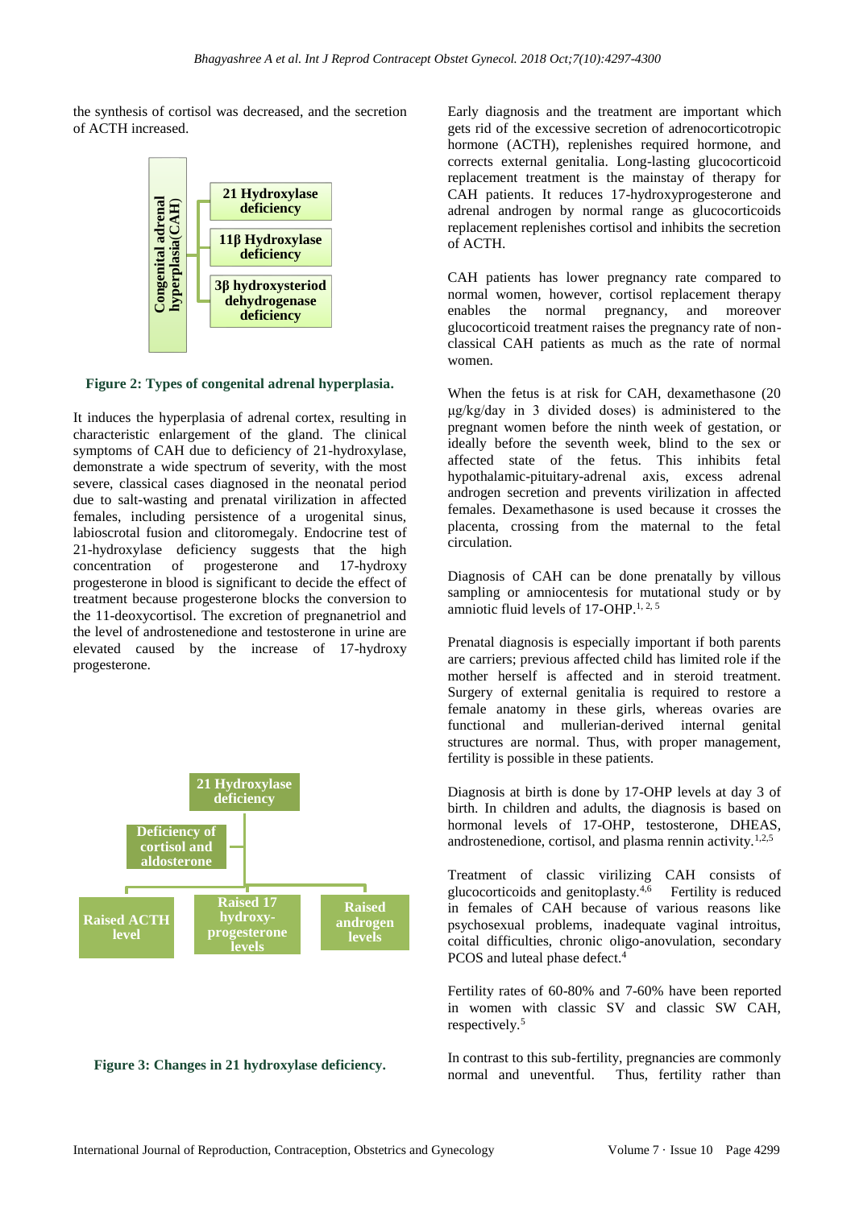the synthesis of cortisol was decreased, and the secretion of ACTH increased.

Congenital adrenal hyperplasia(CAH)
- 21 Hydroxylase deficiency
- 11β Hydroxylase deficiency
- 3β hydroxysteriod dehydrogenase deficiency

**Figure 2: Types of congenital adrenal hyperplasia.**

It induces the hyperplasia of adrenal cortex, resulting in characteristic enlargement of the gland. The clinical symptoms of CAH due to deficiency of 21-hydroxylase, demonstrate a wide spectrum of severity, with the most severe, classical cases diagnosed in the neonatal period due to salt-wasting and prenatal virilization in affected females, including persistence of a urogenital sinus, labioscrotal fusion and clitoromegaly. Endocrine test of 21-hydroxylase deficiency suggests that the high concentration of progesterone and 17-hydroxy progesterone in blood is significant to decide the effect of treatment because progesterone blocks the conversion to the 11-deoxycortisol. The excretion of pregnanetriol and the level of androstenedione and testosterone in urine are elevated caused by the increase of 17-hydroxy progesterone.

21 Hydroxylase deficiency
- Deficiency of cortisol and aldosterone
- Raised ACTH level
- Raised 17 hydroxy-progesterone levels
- Raised androgen levels

**Figure 3: Changes in 21 hydroxylase deficiency.**

Early diagnosis and the treatment are important which gets rid of the excessive secretion of adrenocorticotropic hormone (ACTH), replenishes required hormone, and corrects external genitalia. Long-lasting glucocorticoid replacement treatment is the mainstay of therapy for CAH patients. It reduces 17-hydroxyprogesterone and adrenal androgen by normal range as glucocorticoids replacement replenishes cortisol and inhibits the secretion of ACTH.

CAH patients has lower pregnancy rate compared to normal women, however, cortisol replacement therapy enables the normal pregnancy, and moreover glucocorticoid treatment raises the pregnancy rate of non-classical CAH patients as much as the rate of normal women.

When the fetus is at risk for CAH, dexamethasone (20 μg/kg/day in 3 divided doses) is administered to the pregnant women before the ninth week of gestation, or ideally before the seventh week, blind to the sex or affected state of the fetus. This inhibits fetal hypothalamic-pituitary-adrenal axis, excess adrenal androgen secretion and prevents virilization in affected females. Dexamethasone is used because it crosses the placenta, crossing from the maternal to the fetal circulation.

Diagnosis of CAH can be done prenatally by villous sampling or amniocentesis for mutational study or by amniotic fluid levels of 17-OHP.[1, 2, 5]

Prenatal diagnosis is especially important if both parents are carriers; previous affected child has limited role if the mother herself is affected and in steroid treatment. Surgery of external genitalia is required to restore a female anatomy in these girls, whereas ovaries are functional and mullerian-derived internal genital structures are normal. Thus, with proper management, fertility is possible in these patients.

Diagnosis at birth is done by 17-OHP levels at day 3 of birth. In children and adults, the diagnosis is based on hormonal levels of 17-OHP, testosterone, DHEAS, androstenedione, cortisol, and plasma rennin activity.[1,2,5]

Treatment of classic virilizing CAH consists of glucocorticoids and genitoplasty.[4,6] Fertility is reduced in females of CAH because of various reasons like psychosexual problems, inadequate vaginal introitus, coital difficulties, chronic oligo-anovulation, secondary PCOS and luteal phase defect.[4]

Fertility rates of 60-80% and 7-60% have been reported in women with classic SV and classic SW CAH, respectively.[5]

In contrast to this sub-fertility, pregnancies are commonly normal and uneventful. Thus, fertility rather than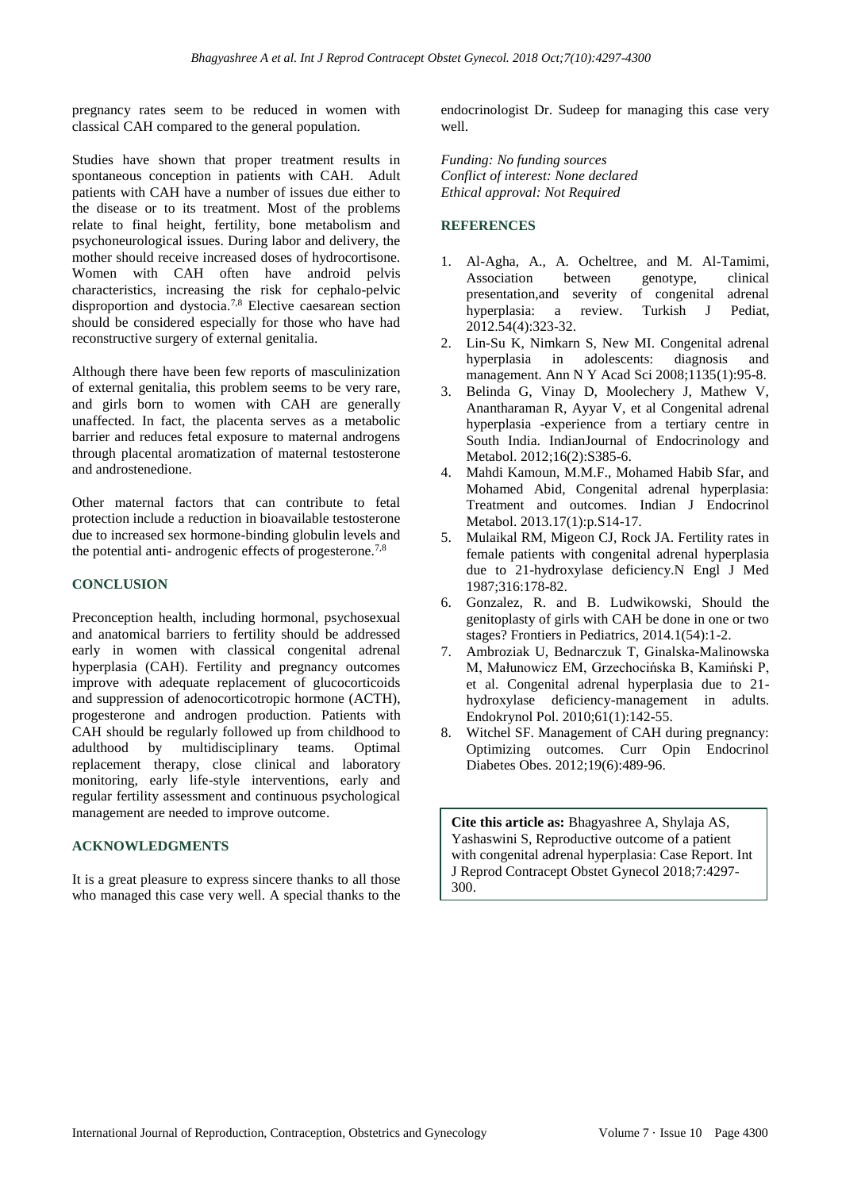pregnancy rates seem to be reduced in women with classical CAH compared to the general population.

Studies have shown that proper treatment results in spontaneous conception in patients with CAH. Adult patients with CAH have a number of issues due either to the disease or to its treatment. Most of the problems relate to final height, fertility, bone metabolism and psychoneurological issues. During labor and delivery, the mother should receive increased doses of hydrocortisone. Women with CAH often have android pelvis characteristics, increasing the risk for cephalo-pelvic disproportion and dystocia.[7,8] Elective caesarean section should be considered especially for those who have had reconstructive surgery of external genitalia.

Although there have been few reports of masculinization of external genitalia, this problem seems to be very rare, and girls born to women with CAH are generally unaffected. In fact, the placenta serves as a metabolic barrier and reduces fetal exposure to maternal androgens through placental aromatization of maternal testosterone and androstenedione.

Other maternal factors that can contribute to fetal protection include a reduction in bioavailable testosterone due to increased sex hormone-binding globulin levels and the potential anti- androgenic effects of progesterone.[7,8]

## CONCLUSION

Preconception health, including hormonal, psychosexual and anatomical barriers to fertility should be addressed early in women with classical congenital adrenal hyperplasia (CAH). Fertility and pregnancy outcomes improve with adequate replacement of glucocorticoids and suppression of adenocorticotropic hormone (ACTH), progesterone and androgen production. Patients with CAH should be regularly followed up from childhood to adulthood by multidisciplinary teams. Optimal replacement therapy, close clinical and laboratory monitoring, early life-style interventions, early and regular fertility assessment and continuous psychological management are needed to improve outcome.

## ACKNOWLEDGMENTS

It is a great pleasure to express sincere thanks to all those who managed this case very well. A special thanks to the endocrinologist Dr. Sudeep for managing this case very well.

*Funding: No funding sources*
*Conflict of interest: None declared*
*Ethical approval: Not Required*

## REFERENCES

1. Al-Agha, A., A. Ocheltree, and M. Al-Tamimi, Association between genotype, clinical presentation,and severity of congenital adrenal hyperplasia: a review. Turkish J Pediat, 2012.54(4):323-32.
2. Lin-Su K, Nimkarn S, New MI. Congenital adrenal hyperplasia in adolescents: diagnosis and management. Ann N Y Acad Sci 2008;1135(1):95-8.
3. Belinda G, Vinay D, Moolechery J, Mathew V, Anantharaman R, Ayyar V, et al Congenital adrenal hyperplasia -experience from a tertiary centre in South India. IndianJournal of Endocrinology and Metabol. 2012;16(2):S385-6.
4. Mahdi Kamoun, M.M.F., Mohamed Habib Sfar, and Mohamed Abid, Congenital adrenal hyperplasia: Treatment and outcomes. Indian J Endocrinol Metabol. 2013.17(1):p.S14-17.
5. Mulaikal RM, Migeon CJ, Rock JA. Fertility rates in female patients with congenital adrenal hyperplasia due to 21-hydroxylase deficiency.N Engl J Med 1987;316:178-82.
6. Gonzalez, R. and B. Ludwikowski, Should the genitoplasty of girls with CAH be done in one or two stages? Frontiers in Pediatrics, 2014.1(54):1-2.
7. Ambroziak U, Bednarczuk T, Ginalska-Malinowska M, Małunowicz EM, Grzechocińska B, Kamiński P, et al. Congenital adrenal hyperplasia due to 21-hydroxylase deficiency-management in adults. Endokrynol Pol. 2010;61(1):142-55.
8. Witchel SF. Management of CAH during pregnancy: Optimizing outcomes. Curr Opin Endocrinol Diabetes Obes. 2012;19(6):489-96.

**Cite this article as:** Bhagyashree A, Shylaja AS, Yashaswini S, Reproductive outcome of a patient with congenital adrenal hyperplasia: Case Report. Int J Reprod Contracept Obstet Gynecol 2018;7:4297-300.